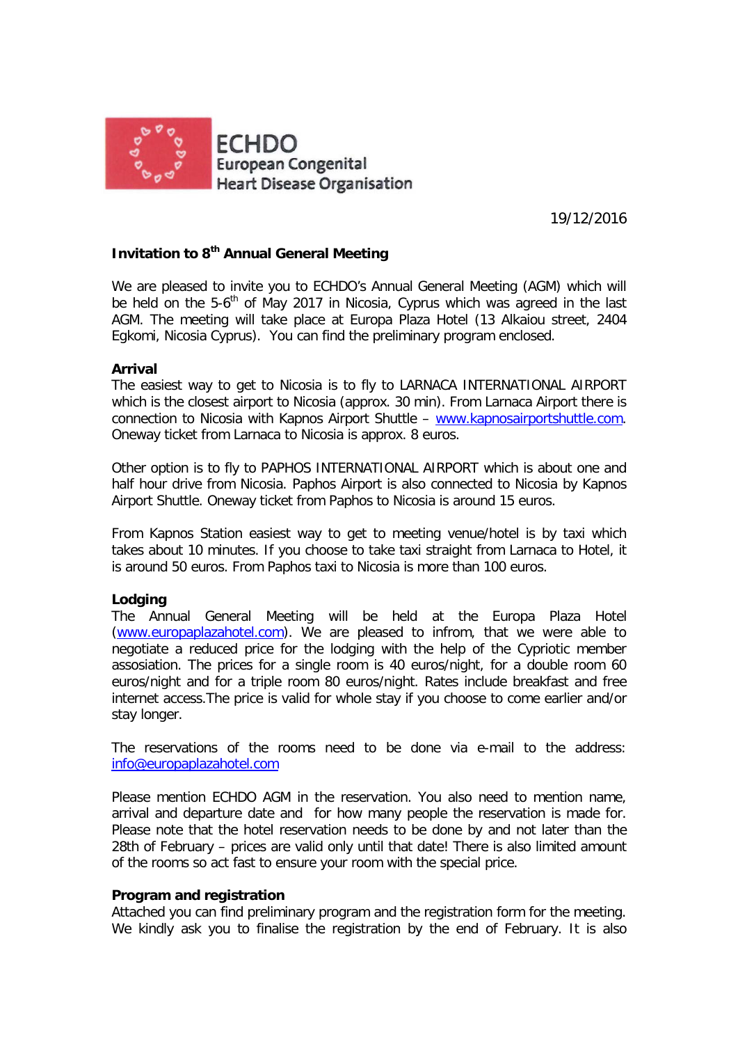ECHDO
European Congenital
Heart Disease Organisation

19/12/2016

**Invitation to 8th Annual General Meeting**

We are pleased to invite you to ECHDO's Annual General Meeting (AGM) which will be held on the 5-6th of May 2017 in Nicosia, Cyprus which was agreed in the last AGM. The meeting will take place at Europa Plaza Hotel (13 Alkaiou street, 2404 Egkomi, Nicosia Cyprus). You can find the preliminary program enclosed.

**Arrival**
The easiest way to get to Nicosia is to fly to LARNACA INTERNATIONAL AIRPORT which is the closest airport to Nicosia (approx. 30 min). From Larnaca Airport there is connection to Nicosia with Kapnos Airport Shuttle – [www.kapnosairportshuttle.com](http://www.kapnosairportshuttle.com). Oneway ticket from Larnaca to Nicosia is approx. 8 euros.

Other option is to fly to PAPHOS INTERNATIONAL AIRPORT which is about one and half hour drive from Nicosia. Paphos Airport is also connected to Nicosia by Kapnos Airport Shuttle. Oneway ticket from Paphos to Nicosia is around 15 euros.

From Kapnos Station easiest way to get to meeting venue/hotel is by taxi which takes about 10 minutes. If you choose to take taxi straight from Larnaca to Hotel, it is around 50 euros. From Paphos taxi to Nicosia is more than 100 euros.

**Lodging**
The Annual General Meeting will be held at the Europa Plaza Hotel ([www.europaplazahotel.com](http://www.europaplazahotel.com)). We are pleased to infrom, that we were able to negotiate a reduced price for the lodging with the help of the Cypriotic member assosiation. The prices for a single room is 40 euros/night, for a double room 60 euros/night and for a triple room 80 euros/night. Rates include breakfast and free internet access.The price is valid for whole stay if you choose to come earlier and/or stay longer.

The reservations of the rooms need to be done via e-mail to the address: [info@europaplazahotel.com](mailto:info@europaplazahotel.com)

Please mention ECHDO AGM in the reservation. You also need to mention name, arrival and departure date and for how many people the reservation is made for. Please note that the hotel reservation needs to be done by and not later than the 28th of February – prices are valid only until that date! There is also limited amount of the rooms so act fast to ensure your room with the special price.

**Program and registration**
Attached you can find preliminary program and the registration form for the meeting. We kindly ask you to finalise the registration by the end of February. It is also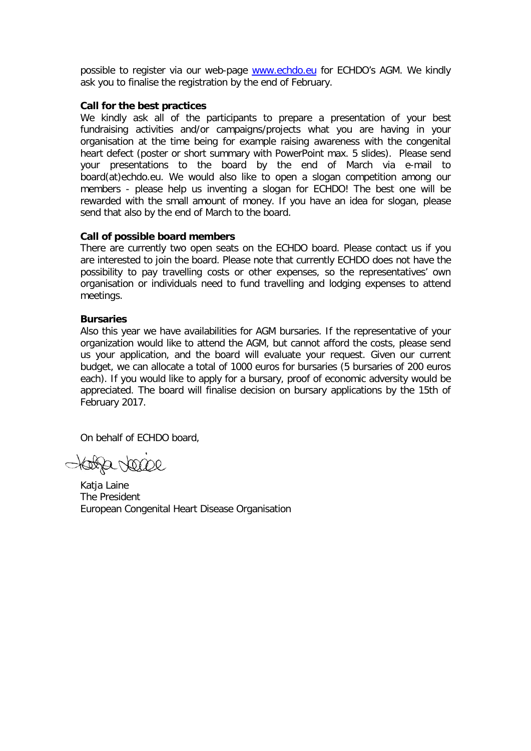possible to register via our web-page [www.echdo.eu](www.echdo.eu) for ECHDO's AGM. We kindly ask you to finalise the registration by the end of February.

**Call for the best practices**

We kindly ask all of the participants to prepare a presentation of your best fundraising activities and/or campaigns/projects what you are having in your organisation at the time being for example raising awareness with the congenital heart defect (poster or short summary with PowerPoint max. 5 slides). Please send your presentations to the board by the end of March via e-mail to board(at)echdo.eu. We would also like to open a slogan competition among our members - please help us inventing a slogan for ECHDO! The best one will be rewarded with the small amount of money. If you have an idea for slogan, please send that also by the end of March to the board.

**Call of possible board members**

There are currently two open seats on the ECHDO board. Please contact us if you are interested to join the board. Please note that currently ECHDO does not have the possibility to pay travelling costs or other expenses, so the representatives' own organisation or individuals need to fund travelling and lodging expenses to attend meetings.

**Bursaries**

Also this year we have availabilities for AGM bursaries. If the representative of your organization would like to attend the AGM, but cannot afford the costs, please send us your application, and the board will evaluate your request. Given our current budget, we can allocate a total of 1000 euros for bursaries (5 bursaries of 200 euros each). If you would like to apply for a bursary, proof of economic adversity would be appreciated. The board will finalise decision on bursary applications by the 15th of February 2017.

On behalf of ECHDO board,

Katja Laine
The President
European Congenital Heart Disease Organisation